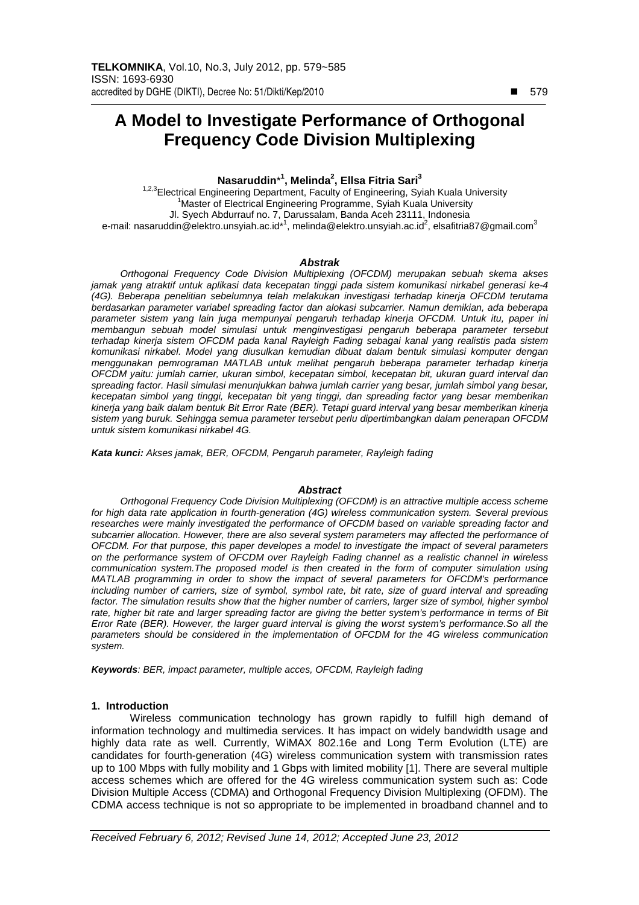# A Model to Investigate Performance of Orthogonal Frequency Code Division Multiplexing

**Nasaruddin*[1], Melinda[2], Ellsa Fitria Sari[3]**

[1,2,3]Electrical Engineering Department, Faculty of Engineering, Syiah Kuala University
[1]Master of Electrical Engineering Programme, Syiah Kuala University
Jl. Syech Abdurrauf no. 7, Darussalam, Banda Aceh 23111, Indonesia
e-mail: nasaruddin@elektro.unsyiah.ac.id*[1], melinda@elektro.unsyiah.ac.id[2], elsafitria87@gmail.com[3]

### *Abstrak*

*Orthogonal Frequency Code Division Multiplexing (OFCDM) merupakan sebuah skema akses jamak yang atraktif untuk aplikasi data kecepatan tinggi pada sistem komunikasi nirkabel generasi ke-4 (4G). Beberapa penelitian sebelumnya telah melakukan investigasi terhadap kinerja OFCDM terutama berdasarkan parameter variabel spreading factor dan alokasi subcarrier. Namun demikian, ada beberapa parameter sistem yang lain juga mempunyai pengaruh terhadap kinerja OFCDM. Untuk itu, paper ini membangun sebuah model simulasi untuk menginvestigasi pengaruh beberapa parameter tersebut terhadap kinerja sistem OFCDM pada kanal Rayleigh Fading sebagai kanal yang realistis pada sistem komunikasi nirkabel. Model yang diusulkan kemudian dibuat dalam bentuk simulasi komputer dengan menggunakan pemrograman MATLAB untuk melihat pengaruh beberapa parameter terhadap kinerja OFCDM yaitu: jumlah carrier, ukuran simbol, kecepatan simbol, kecepatan bit, ukuran guard interval dan spreading factor. Hasil simulasi menunjukkan bahwa jumlah carrier yang besar, jumlah simbol yang besar, kecepatan simbol yang tinggi, kecepatan bit yang tinggi, dan spreading factor yang besar memberikan kinerja yang baik dalam bentuk Bit Error Rate (BER). Tetapi guard interval yang besar memberikan kinerja sistem yang buruk. Sehingga semua parameter tersebut perlu dipertimbangkan dalam penerapan OFCDM untuk sistem komunikasi nirkabel 4G.*

***Kata kunci:*** *Akses jamak, BER, OFCDM, Pengaruh parameter, Rayleigh fading*

### *Abstract*

*Orthogonal Frequency Code Division Multiplexing (OFCDM) is an attractive multiple access scheme for high data rate application in fourth-generation (4G) wireless communication system. Several previous researches were mainly investigated the performance of OFCDM based on variable spreading factor and subcarrier allocation. However, there are also several system parameters may affected the performance of OFCDM. For that purpose, this paper developes a model to investigate the impact of several parameters on the performance system of OFCDM over Rayleigh Fading channel as a realistic channel in wireless communication system.The proposed model is then created in the form of computer simulation using MATLAB programming in order to show the impact of several parameters for OFCDM's performance including number of carriers, size of symbol, symbol rate, bit rate, size of guard interval and spreading factor. The simulation results show that the higher number of carriers, larger size of symbol, higher symbol rate, higher bit rate and larger spreading factor are giving the better system's performance in terms of Bit Error Rate (BER). However, the larger guard interval is giving the worst system's performance.So all the parameters should be considered in the implementation of OFCDM for the 4G wireless communication system.*

***Keywords****: BER, impact parameter, multiple acces, OFCDM, Rayleigh fading*

## 1. Introduction

Wireless communication technology has grown rapidly to fulfill high demand of information technology and multimedia services. It has impact on widely bandwidth usage and highly data rate as well. Currently, WiMAX 802.16e and Long Term Evolution (LTE) are candidates for fourth-generation (4G) wireless communication system with transmission rates up to 100 Mbps with fully mobility and 1 Gbps with limited mobility [1]. There are several multiple access schemes which are offered for the 4G wireless communication system such as: Code Division Multiple Access (CDMA) and Orthogonal Frequency Division Multiplexing (OFDM). The CDMA access technique is not so appropriate to be implemented in broadband channel and to

*Received February 6, 2012; Revised June 14, 2012; Accepted June 23, 2012*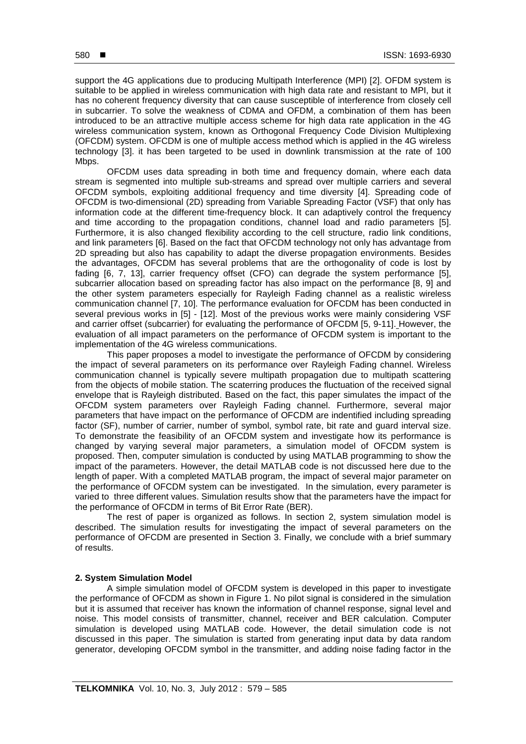support the 4G applications due to producing Multipath Interference (MPI) [2]. OFDM system is suitable to be applied in wireless communication with high data rate and resistant to MPI, but it has no coherent frequency diversity that can cause susceptible of interference from closely cell in subcarrier. To solve the weakness of CDMA and OFDM, a combination of them has been introduced to be an attractive multiple access scheme for high data rate application in the 4G wireless communication system, known as Orthogonal Frequency Code Division Multiplexing (OFCDM) system. OFCDM is one of multiple access method which is applied in the 4G wireless technology [3]. it has been targeted to be used in downlink transmission at the rate of 100 Mbps.

OFCDM uses data spreading in both time and frequency domain, where each data stream is segmented into multiple sub-streams and spread over multiple carriers and several OFCDM symbols, exploiting additional frequency and time diversity [4]. Spreading code of OFCDM is two-dimensional (2D) spreading from Variable Spreading Factor (VSF) that only has information code at the different time-frequency block. It can adaptively control the frequency and time according to the propagation conditions, channel load and radio parameters [5]. Furthermore, it is also changed flexibility according to the cell structure, radio link conditions, and link parameters [6]. Based on the fact that OFCDM technology not only has advantage from 2D spreading but also has capability to adapt the diverse propagation environments. Besides the advantages, OFCDM has several problems that are the orthogonality of code is lost by fading [6, 7, 13], carrier frequency offset (CFO) can degrade the system performance [5], subcarrier allocation based on spreading factor has also impact on the performance [8, 9] and the other system parameters especially for Rayleigh Fading channel as a realistic wireless communication channel [7, 10]. The performance evaluation for OFCDM has been conducted in several previous works in [5] - [12]. Most of the previous works were mainly considering VSF and carrier offset (subcarrier) for evaluating the performance of OFCDM [5, 9-11]. However, the evaluation of all impact parameters on the performance of OFCDM system is important to the implementation of the 4G wireless communications.

This paper proposes a model to investigate the performance of OFCDM by considering the impact of several parameters on its performance over Rayleigh Fading channel. Wireless communication channel is typically severe multipath propagation due to multipath scattering from the objects of mobile station. The scaterring produces the fluctuation of the received signal envelope that is Rayleigh distributed. Based on the fact, this paper simulates the impact of the OFCDM system parameters over Rayleigh Fading channel. Furthermore, several major parameters that have impact on the performance of OFCDM are indentified including spreading factor (SF), number of carrier, number of symbol, symbol rate, bit rate and guard interval size. To demonstrate the feasibility of an OFCDM system and investigate how its performance is changed by varying several major parameters, a simulation model of OFCDM system is proposed. Then, computer simulation is conducted by using MATLAB programming to show the impact of the parameters. However, the detail MATLAB code is not discussed here due to the length of paper. With a completed MATLAB program, the impact of several major parameter on the performance of OFCDM system can be investigated. In the simulation, every parameter is varied to three different values. Simulation results show that the parameters have the impact for the performance of OFCDM in terms of Bit Error Rate (BER).

The rest of paper is organized as follows. In section 2, system simulation model is described. The simulation results for investigating the impact of several parameters on the performance of OFCDM are presented in Section 3. Finally, we conclude with a brief summary of results.

## 2. System Simulation Model

A simple simulation model of OFCDM system is developed in this paper to investigate the performance of OFCDM as shown in Figure 1. No pilot signal is considered in the simulation but it is assumed that receiver has known the information of channel response, signal level and noise. This model consists of transmitter, channel, receiver and BER calculation. Computer simulation is developed using MATLAB code. However, the detail simulation code is not discussed in this paper. The simulation is started from generating input data by data random generator, developing OFCDM symbol in the transmitter, and adding noise fading factor in the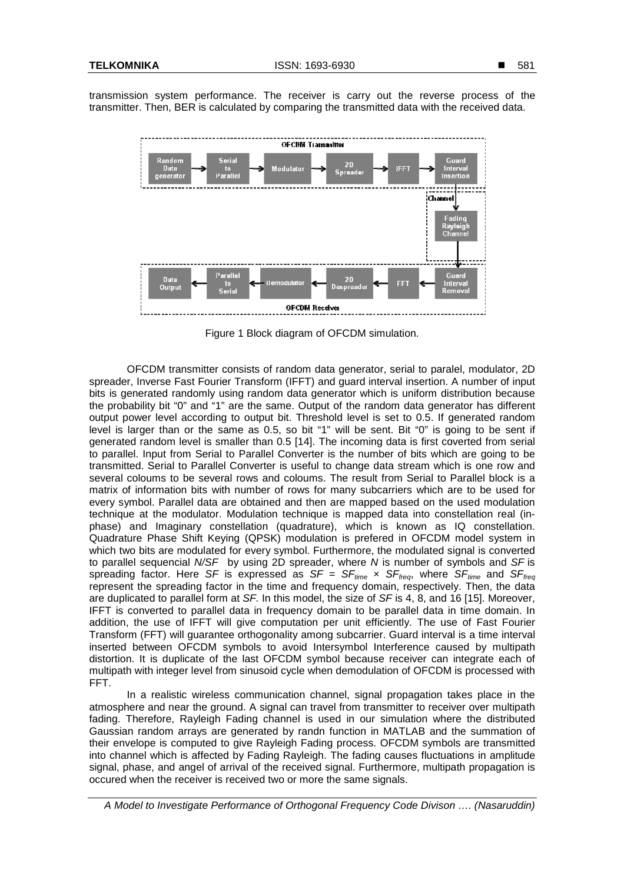transmission system performance. The receiver is carry out the reverse process of the transmitter. Then, BER is calculated by comparing the transmitted data with the received data.

Figure 1 Block diagram of OFCDM simulation.

OFCDM transmitter consists of random data generator, serial to paralel, modulator, 2D spreader, Inverse Fast Fourier Transform (IFFT) and guard interval insertion. A number of input bits is generated randomly using random data generator which is uniform distribution because the probability bit "0" and "1" are the same. Output of the random data generator has different output power level according to output bit. Threshold level is set to 0.5. If generated random level is larger than or the same as 0.5, so bit "1" will be sent. Bit "0" is going to be sent if generated random level is smaller than 0.5 [14]. The incoming data is first coverted from serial to parallel. Input from Serial to Parallel Converter is the number of bits which are going to be transmitted. Serial to Parallel Converter is useful to change data stream which is one row and several coloums to be several rows and coloums. The result from Serial to Parallel block is a matrix of information bits with number of rows for many subcarriers which are to be used for every symbol. Parallel data are obtained and then are mapped based on the used modulation technique at the modulator. Modulation technique is mapped data into constellation real (in-phase) and Imaginary constellation (quadrature), which is known as IQ constellation. Quadrature Phase Shift Keying (QPSK) modulation is prefered in OFCDM model system in which two bits are modulated for every symbol. Furthermore, the modulated signal is converted to parallel sequencial $N/SF$ by using 2D spreader, where $N$ is number of symbols and $SF$ is spreading factor. Here $SF$ is expressed as $SF = SF_{time} \times SF_{freq}$, where $SF_{time}$ and $SF_{freq}$ represent the spreading factor in the time and frequency domain, respectively. Then, the data are duplicated to parallel form at $SF$. In this model, the size of $SF$ is 4, 8, and 16 [15]. Moreover, IFFT is converted to parallel data in frequency domain to be parallel data in time domain. In addition, the use of IFFT will give computation per unit efficiently. The use of Fast Fourier Transform (FFT) will guarantee orthogonality among subcarrier. Guard interval is a time interval inserted between OFCDM symbols to avoid Intersymbol Interference caused by multipath distortion. It is duplicate of the last OFCDM symbol because receiver can integrate each of multipath with integer level from sinusoid cycle when demodulation of OFCDM is processed with FFT.

In a realistic wireless communication channel, signal propagation takes place in the atmosphere and near the ground. A signal can travel from transmitter to receiver over multipath fading. Therefore, Rayleigh Fading channel is used in our simulation where the distributed Gaussian random arrays are generated by randn function in MATLAB and the summation of their envelope is computed to give Rayleigh Fading process. OFCDM symbols are transmitted into channel which is affected by Fading Rayleigh. The fading causes fluctuations in amplitude signal, phase, and angel of arrival of the received signal. Furthermore, multipath propagation is occured when the receiver is received two or more the same signals.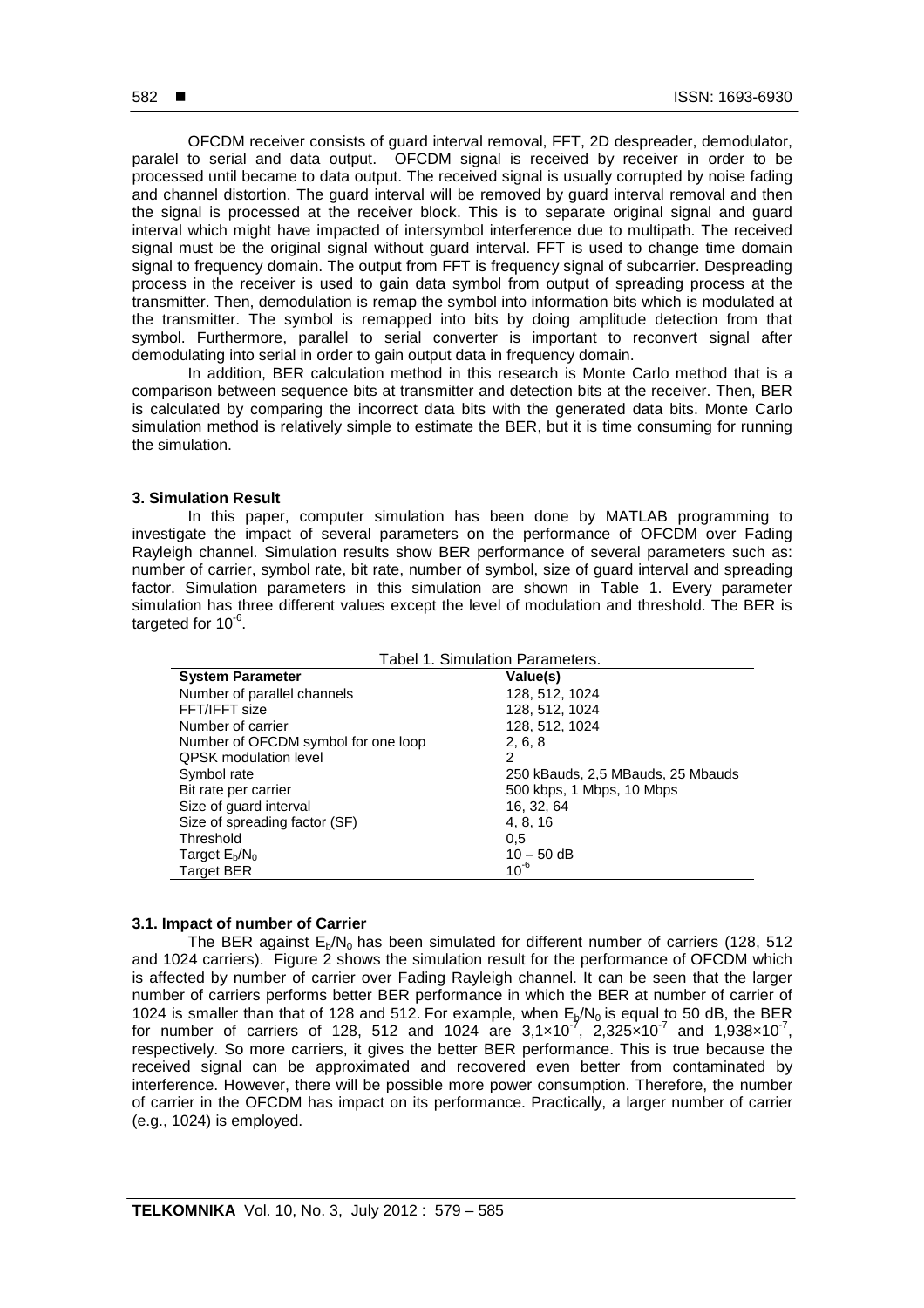OFCDM receiver consists of guard interval removal, FFT, 2D despreader, demodulator, paralel to serial and data output. OFCDM signal is received by receiver in order to be processed until became to data output. The received signal is usually corrupted by noise fading and channel distortion. The guard interval will be removed by guard interval removal and then the signal is processed at the receiver block. This is to separate original signal and guard interval which might have impacted of intersymbol interference due to multipath. The received signal must be the original signal without guard interval. FFT is used to change time domain signal to frequency domain. The output from FFT is frequency signal of subcarrier. Despreading process in the receiver is used to gain data symbol from output of spreading process at the transmitter. Then, demodulation is remap the symbol into information bits which is modulated at the transmitter. The symbol is remapped into bits by doing amplitude detection from that symbol. Furthermore, parallel to serial converter is important to reconvert signal after demodulating into serial in order to gain output data in frequency domain.

In addition, BER calculation method in this research is Monte Carlo method that is a comparison between sequence bits at transmitter and detection bits at the receiver. Then, BER is calculated by comparing the incorrect data bits with the generated data bits. Monte Carlo simulation method is relatively simple to estimate the BER, but it is time consuming for running the simulation.

## 3. Simulation Result

In this paper, computer simulation has been done by MATLAB programming to investigate the impact of several parameters on the performance of OFCDM over Fading Rayleigh channel. Simulation results show BER performance of several parameters such as: number of carrier, symbol rate, bit rate, number of symbol, size of guard interval and spreading factor. Simulation parameters in this simulation are shown in Table 1. Every parameter simulation has three different values except the level of modulation and threshold. The BER is targeted for $10^{-6}$.

Tabel 1. Simulation Parameters.

| System Parameter | Value(s) |
| --- | --- |
| Number of parallel channels | 128, 512, 1024 |
| FFT/IFFT size | 128, 512, 1024 |
| Number of carrier | 128, 512, 1024 |
| Number of OFCDM symbol for one loop | 2, 6, 8 |
| QPSK modulation level | 2 |
| Symbol rate | 250 kBauds, 2,5 MBauds, 25 Mbauds |
| Bit rate per carrier | 500 kbps, 1 Mbps, 10 Mbps |
| Size of guard interval | 16, 32, 64 |
| Size of spreading factor (SF) | 4, 8, 16 |
| Threshold | 0,5 |
| Target $E_b/N_0$ | 10 – 50 dB |
| Target BER | $10^{-6}$ |

### 3.1. Impact of number of Carrier

The BER against $E_b/N_0$ has been simulated for different number of carriers (128, 512 and 1024 carriers). Figure 2 shows the simulation result for the performance of OFCDM which is affected by number of carrier over Fading Rayleigh channel. It can be seen that the larger number of carriers performs better BER performance in which the BER at number of carrier of 1024 is smaller than that of 128 and 512. For example, when $E_b/N_0$ is equal to 50 dB, the BER for number of carriers of 128, 512 and 1024 are $3,1\times10^{-7}$, $2,325\times10^{-7}$ and $1,938\times10^{-7}$, respectively. So more carriers, it gives the better BER performance. This is true because the received signal can be approximated and recovered even better from contaminated by interference. However, there will be possible more power consumption. Therefore, the number of carrier in the OFCDM has impact on its performance. Practically, a larger number of carrier (e.g., 1024) is employed.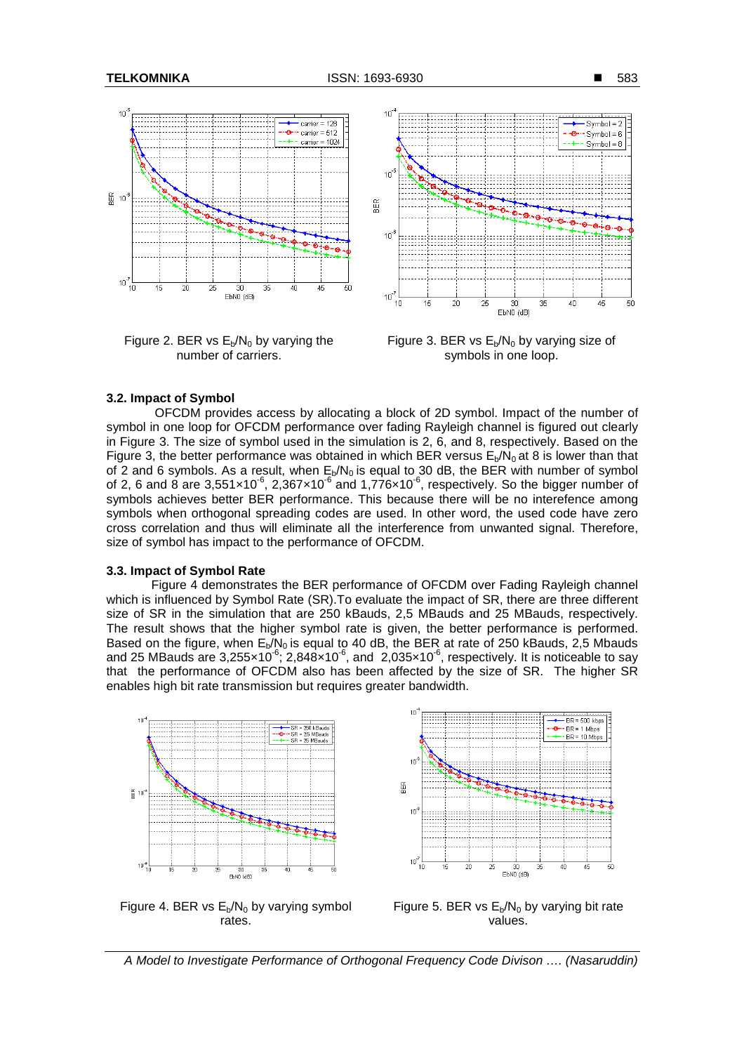Figure 2. BER vs $E_b/N_0$ by varying the number of carriers.

Figure 3. BER vs $E_b/N_0$ by varying size of symbols in one loop.

### 3.2. Impact of Symbol

OFCDM provides access by allocating a block of 2D symbol. Impact of the number of symbol in one loop for OFCDM performance over fading Rayleigh channel is figured out clearly in Figure 3. The size of symbol used in the simulation is 2, 6, and 8, respectively. Based on the Figure 3, the better performance was obtained in which BER versus $E_b/N_0$ at 8 is lower than that of 2 and 6 symbols. As a result, when $E_b/N_0$ is equal to 30 dB, the BER with number of symbol of 2, 6 and 8 are $3{,}551\times10^{-6}$, $2{,}367\times10^{-6}$ and $1{,}776\times10^{-6}$, respectively. So the bigger number of symbols achieves better BER performance. This because there will be no interefence among symbols when orthogonal spreading codes are used. In other word, the used code have zero cross correlation and thus will eliminate all the interference from unwanted signal. Therefore, size of symbol has impact to the performance of OFCDM.

### 3.3. Impact of Symbol Rate

Figure 4 demonstrates the BER performance of OFCDM over Fading Rayleigh channel which is influenced by Symbol Rate (SR).To evaluate the impact of SR, there are three different size of SR in the simulation that are 250 kBauds, 2,5 MBauds and 25 MBauds, respectively. The result shows that the higher symbol rate is given, the better performance is performed. Based on the figure, when $E_b/N_0$ is equal to 40 dB, the BER at rate of 250 kBauds, 2,5 Mbauds and 25 MBauds are $3{,}255\times10^{-6}$; $2{,}848\times10^{-6}$, and $2{,}035\times10^{-6}$, respectively. It is noticeable to say that the performance of OFCDM also has been affected by the size of SR. The higher SR enables high bit rate transmission but requires greater bandwidth.

Figure 4. BER vs $E_b/N_0$ by varying symbol rates.

Figure 5. BER vs $E_b/N_0$ by varying bit rate values.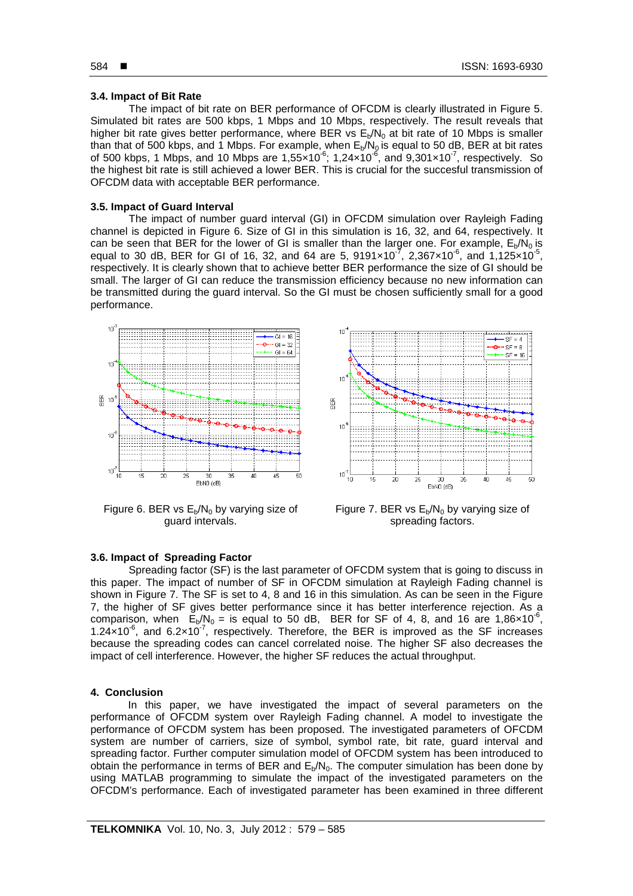### 3.4. Impact of Bit Rate

The impact of bit rate on BER performance of OFCDM is clearly illustrated in Figure 5. Simulated bit rates are 500 kbps, 1 Mbps and 10 Mbps, respectively. The result reveals that higher bit rate gives better performance, where BER vs $E_b/N_0$ at bit rate of 10 Mbps is smaller than that of 500 kbps, and 1 Mbps. For example, when $E_b/N_0$ is equal to 50 dB, BER at bit rates of 500 kbps, 1 Mbps, and 10 Mbps are $1{,}55\times10^{-6}$; $1{,}24\times10^{-6}$, and $9{,}301\times10^{-7}$, respectively. So the highest bit rate is still achieved a lower BER. This is crucial for the succesful transmission of OFCDM data with acceptable BER performance.

### 3.5. Impact of Guard Interval

The impact of number guard interval (GI) in OFCDM simulation over Rayleigh Fading channel is depicted in Figure 6. Size of GI in this simulation is 16, 32, and 64, respectively. It can be seen that BER for the lower of GI is smaller than the larger one. For example, $E_b/N_0$ is equal to 30 dB, BER for GI of 16, 32, and 64 are 5, $9191\times10^{-7}$, $2{,}367\times10^{-6}$, and $1{,}125\times10^{-5}$, respectively. It is clearly shown that to achieve better BER performance the size of GI should be small. The larger of GI can reduce the transmission efficiency because no new information can be transmitted during the guard interval. So the GI must be chosen sufficiently small for a good performance.

Figure 6. BER vs $E_b/N_0$ by varying size of guard intervals.

Figure 7. BER vs $E_b/N_0$ by varying size of spreading factors.

### 3.6. Impact of Spreading Factor

Spreading factor (SF) is the last parameter of OFCDM system that is going to discuss in this paper. The impact of number of SF in OFCDM simulation at Rayleigh Fading channel is shown in Figure 7. The SF is set to 4, 8 and 16 in this simulation. As can be seen in the Figure 7, the higher of SF gives better performance since it has better interference rejection. As a comparison, when $E_b/N_0$ = is equal to 50 dB, BER for SF of 4, 8, and 16 are $1{,}86\times10^{-6}$, $1.24\times10^{-6}$, and $6.2\times10^{-7}$, respectively. Therefore, the BER is improved as the SF increases because the spreading codes can cancel correlated noise. The higher SF also decreases the impact of cell interference. However, the higher SF reduces the actual throughput.

## 4. Conclusion

In this paper, we have investigated the impact of several parameters on the performance of OFCDM system over Rayleigh Fading channel. A model to investigate the performance of OFCDM system has been proposed. The investigated parameters of OFCDM system are number of carriers, size of symbol, symbol rate, bit rate, guard interval and spreading factor. Further computer simulation model of OFCDM system has been introduced to obtain the performance in terms of BER and $E_b/N_0$. The computer simulation has been done by using MATLAB programming to simulate the impact of the investigated parameters on the OFCDM's performance. Each of investigated parameter has been examined in three different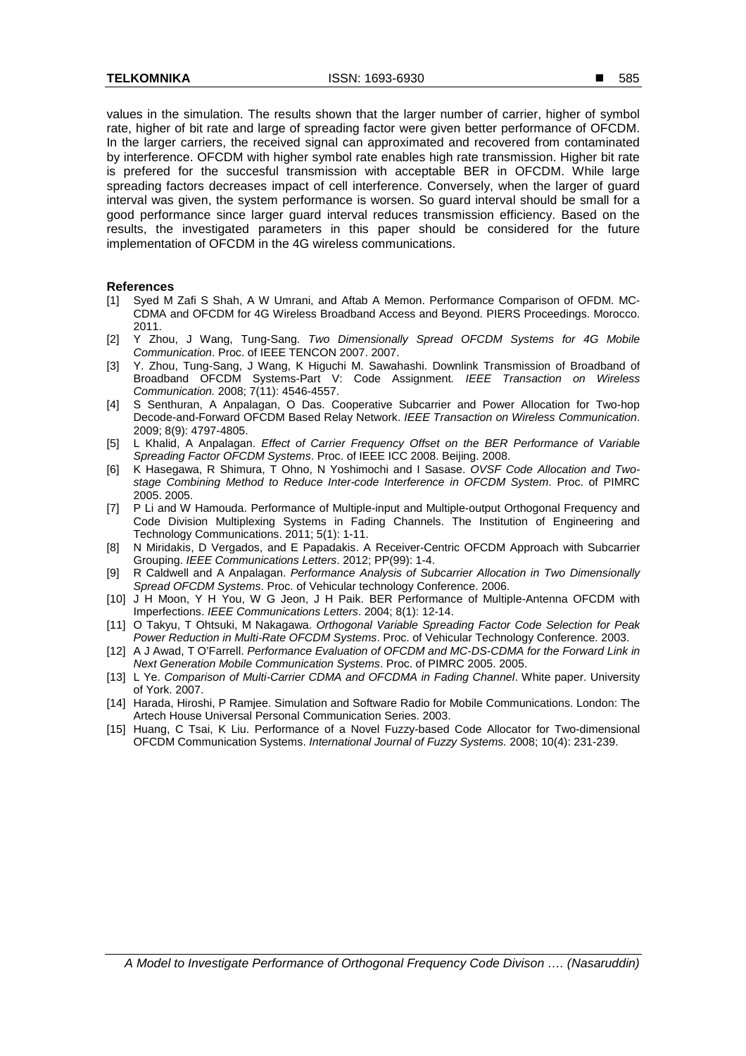values in the simulation. The results shown that the larger number of carrier, higher of symbol rate, higher of bit rate and large of spreading factor were given better performance of OFCDM. In the larger carriers, the received signal can approximated and recovered from contaminated by interference. OFCDM with higher symbol rate enables high rate transmission. Higher bit rate is prefered for the succesful transmission with acceptable BER in OFCDM. While large spreading factors decreases impact of cell interference. Conversely, when the larger of guard interval was given, the system performance is worsen. So guard interval should be small for a good performance since larger guard interval reduces transmission efficiency. Based on the results, the investigated parameters in this paper should be considered for the future implementation of OFCDM in the 4G wireless communications.

## References

[1] Syed M Zafi S Shah, A W Umrani, and Aftab A Memon. Performance Comparison of OFDM. MC-CDMA and OFCDM for 4G Wireless Broadband Access and Beyond. PIERS Proceedings. Morocco. 2011.

[2] Y Zhou, J Wang, Tung-Sang. *Two Dimensionally Spread OFCDM Systems for 4G Mobile Communication*. Proc. of IEEE TENCON 2007. 2007.

[3] Y. Zhou, Tung-Sang, J Wang, K Higuchi M. Sawahashi. Downlink Transmission of Broadband of Broadband OFCDM Systems-Part V: Code Assignment. *IEEE Transaction on Wireless Communication.* 2008; 7(11): 4546-4557.

[4] S Senthuran, A Anpalagan, O Das. Cooperative Subcarrier and Power Allocation for Two-hop Decode-and-Forward OFCDM Based Relay Network. *IEEE Transaction on Wireless Communication*. 2009; 8(9): 4797-4805.

[5] L Khalid, A Anpalagan. *Effect of Carrier Frequency Offset on the BER Performance of Variable Spreading Factor OFCDM Systems*. Proc. of IEEE ICC 2008. Beijing. 2008.

[6] K Hasegawa, R Shimura, T Ohno, N Yoshimochi and I Sasase. *OVSF Code Allocation and Two-stage Combining Method to Reduce Inter-code Interference in OFCDM System*. Proc. of PIMRC 2005. 2005.

[7] P Li and W Hamouda. Performance of Multiple-input and Multiple-output Orthogonal Frequency and Code Division Multiplexing Systems in Fading Channels. The Institution of Engineering and Technology Communications. 2011; 5(1): 1-11.

[8] N Miridakis, D Vergados, and E Papadakis. A Receiver-Centric OFCDM Approach with Subcarrier Grouping. *IEEE Communications Letters*. 2012; PP(99): 1-4.

[9] R Caldwell and A Anpalagan. *Performance Analysis of Subcarrier Allocation in Two Dimensionally Spread OFCDM Systems*. Proc. of Vehicular technology Conference. 2006.

[10] J H Moon, Y H You, W G Jeon, J H Paik. BER Performance of Multiple-Antenna OFCDM with Imperfections. *IEEE Communications Letters*. 2004; 8(1): 12-14.

[11] O Takyu, T Ohtsuki, M Nakagawa. *Orthogonal Variable Spreading Factor Code Selection for Peak Power Reduction in Multi-Rate OFCDM Systems*. Proc. of Vehicular Technology Conference. 2003.

[12] A J Awad, T O'Farrell. *Performance Evaluation of OFCDM and MC-DS-CDMA for the Forward Link in Next Generation Mobile Communication Systems*. Proc. of PIMRC 2005. 2005.

[13] L Ye. *Comparison of Multi-Carrier CDMA and OFCDMA in Fading Channel*. White paper. University of York. 2007.

[14] Harada, Hiroshi, P Ramjee. Simulation and Software Radio for Mobile Communications. London: The Artech House Universal Personal Communication Series. 2003.

[15] Huang, C Tsai, K Liu. Performance of a Novel Fuzzy-based Code Allocator for Two-dimensional OFCDM Communication Systems. *International Journal of Fuzzy Systems.* 2008; 10(4): 231-239.